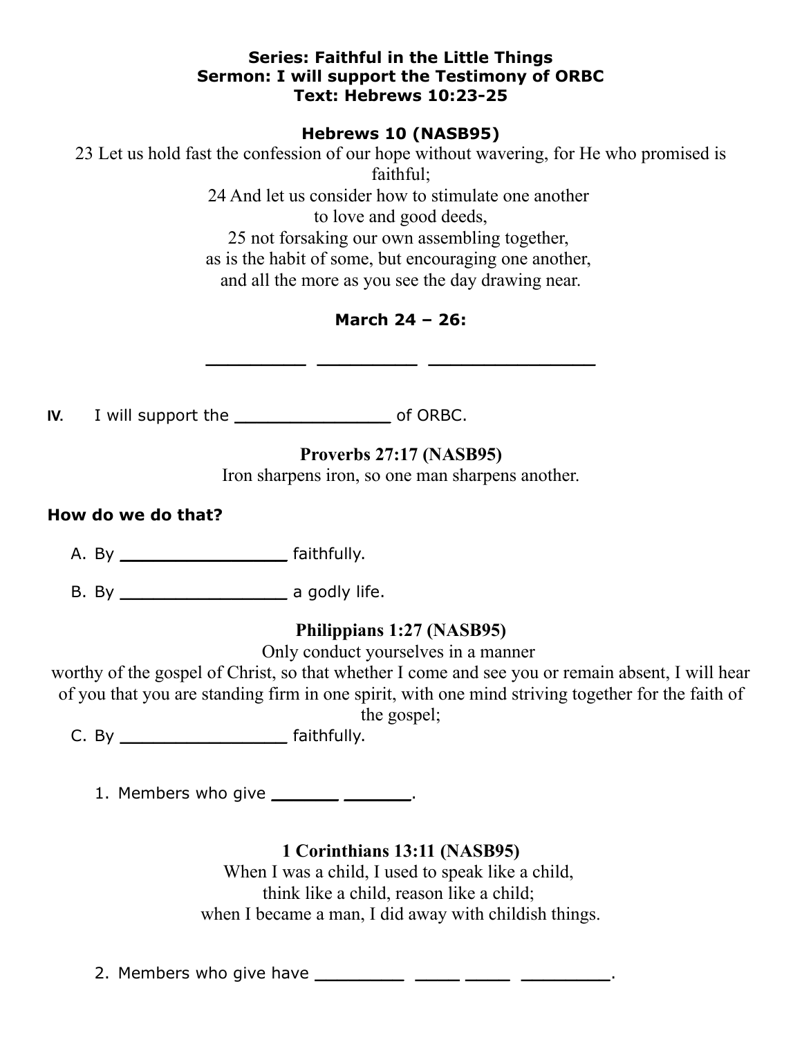**Series: Faithful in the Little Things**
**Sermon: I will support the Testimony of ORBC**
**Text: Hebrews 10:23-25**

**Hebrews 10 (NASB95)**

23 Let us hold fast the confession of our hope without wavering, for He who promised is faithful;
24 And let us consider how to stimulate one another
to love and good deeds,
25 not forsaking our own assembling together,
as is the habit of some, but encouraging one another,
and all the more as you see the day drawing near.

**March 24 – 26:**

_________ _________ ________________

**IV.** I will support the ______________ of ORBC.

**Proverbs 27:17 (NASB95)**

Iron sharpens iron, so one man sharpens another.

**How do we do that?**

A. By _______________ faithfully.

B. By _______________ a godly life.

**Philippians 1:27 (NASB95)**

Only conduct yourselves in a manner
worthy of the gospel of Christ, so that whether I come and see you or remain absent, I will hear of you that you are standing firm in one spirit, with one mind striving together for the faith of the gospel;

C. By _______________ faithfully.

1. Members who give ______ ______.

**1 Corinthians 13:11 (NASB95)**

When I was a child, I used to speak like a child,
think like a child, reason like a child;
when I became a man, I did away with childish things.

2. Members who give have ________ ____ ____ ________.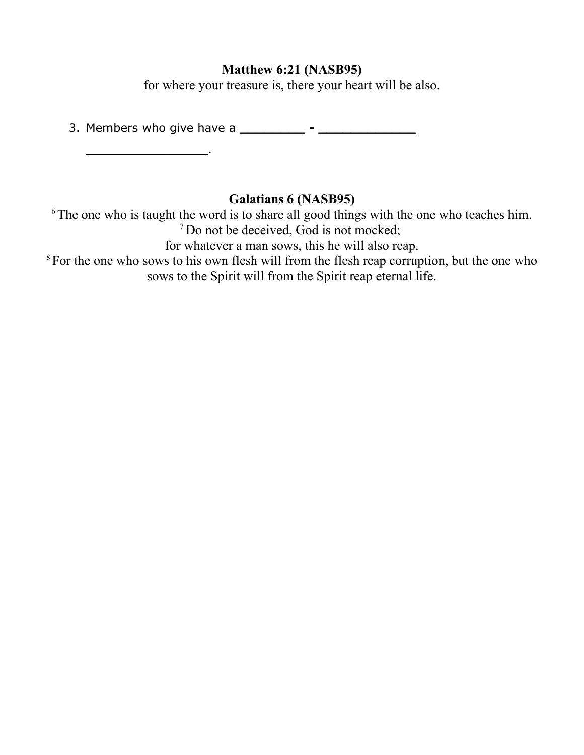**Matthew 6:21 (NASB95)**

for where your treasure is, there your heart will be also.

3. Members who give have a ________ - ____________ ________________.

**Galatians 6 (NASB95)**

[6] The one who is taught the word is to share all good things with the one who teaches him.
[7] Do not be deceived, God is not mocked;
for whatever a man sows, this he will also reap.
[8] For the one who sows to his own flesh will from the flesh reap corruption, but the one who sows to the Spirit will from the Spirit reap eternal life.